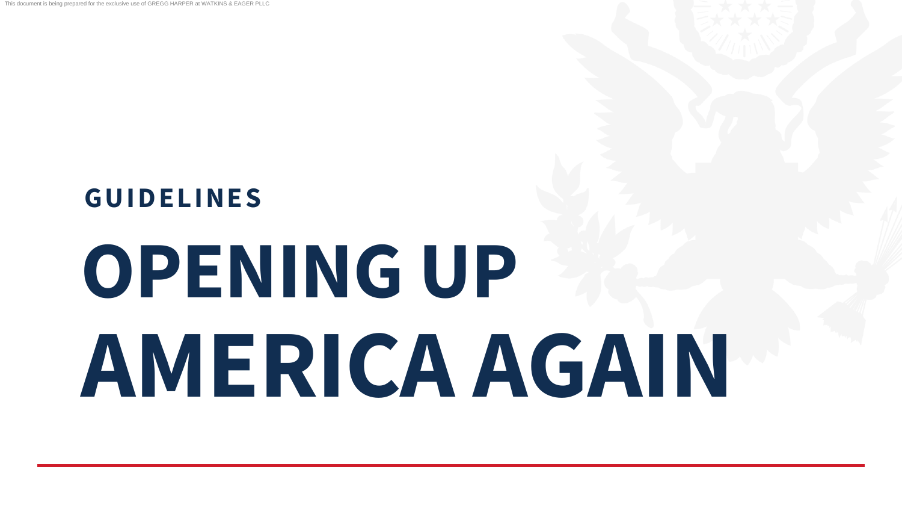## GUIDELINES

# OPENING UP AMERICA AGAIN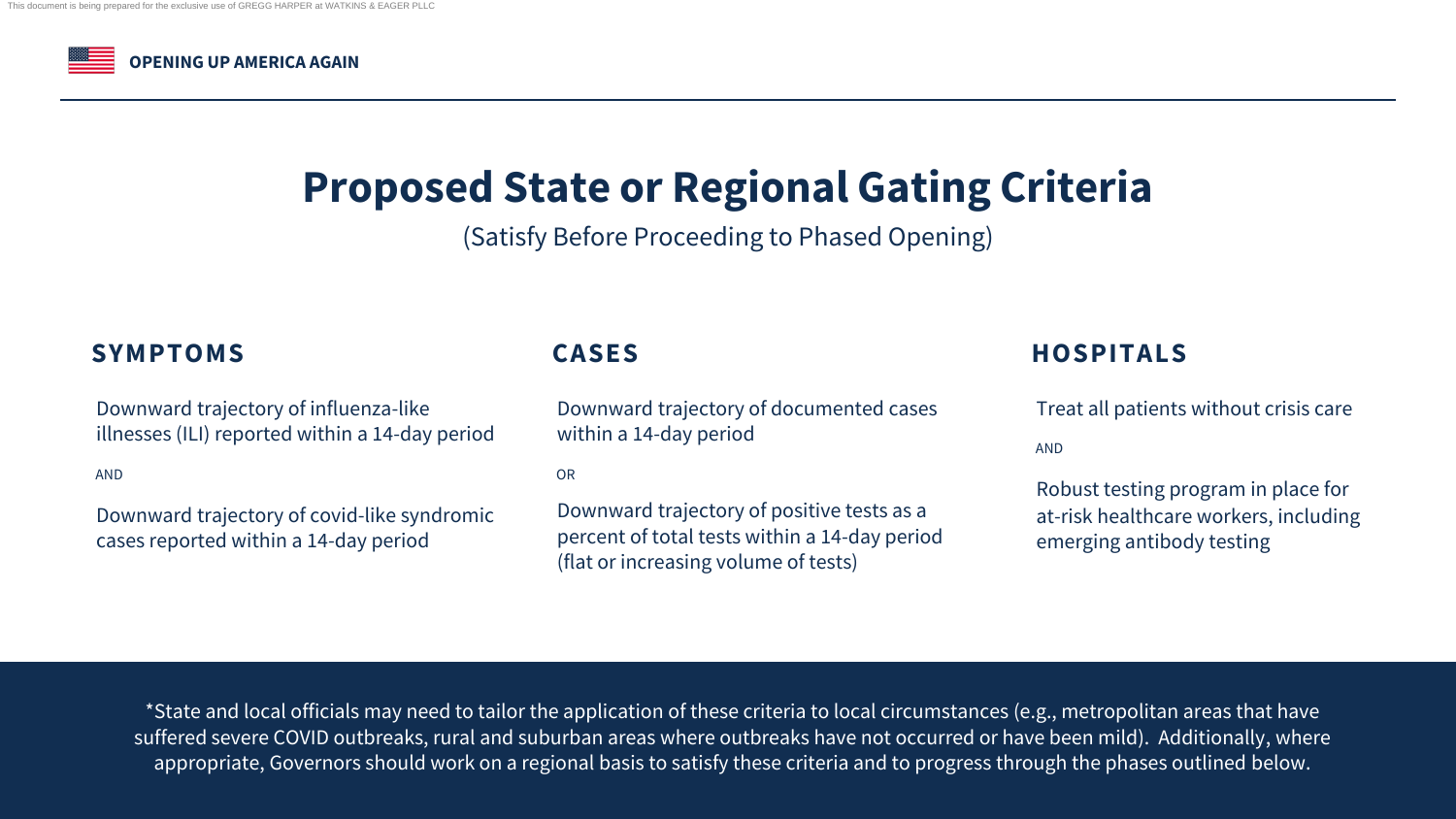# Proposed State or Regional Gating Criteria

(Satisfy Before Proceeding to Phased Opening)

## SYMPTOMS

Downward trajectory of influenza-like illnesses (ILI) reported within a 14-day period

AND

Downward trajectory of covid-like syndromic cases reported within a 14-day period

## CASES

Downward trajectory of documented cases within a 14-day period

OR

Downward trajectory of positive tests as a percent of total tests within a 14-day period (flat or increasing volume of tests)

## HOSPITALS

Treat all patients without crisis care

AND

Robust testing program in place for at-risk healthcare workers, including emerging antibody testing

*State and local officials may need to tailor the application of these criteria to local circumstances (e.g., metropolitan areas that have suffered severe COVID outbreaks, rural and suburban areas where outbreaks have not occurred or have been mild). Additionally, where appropriate, Governors should work on a regional basis to satisfy these criteria and to progress through the phases outlined below.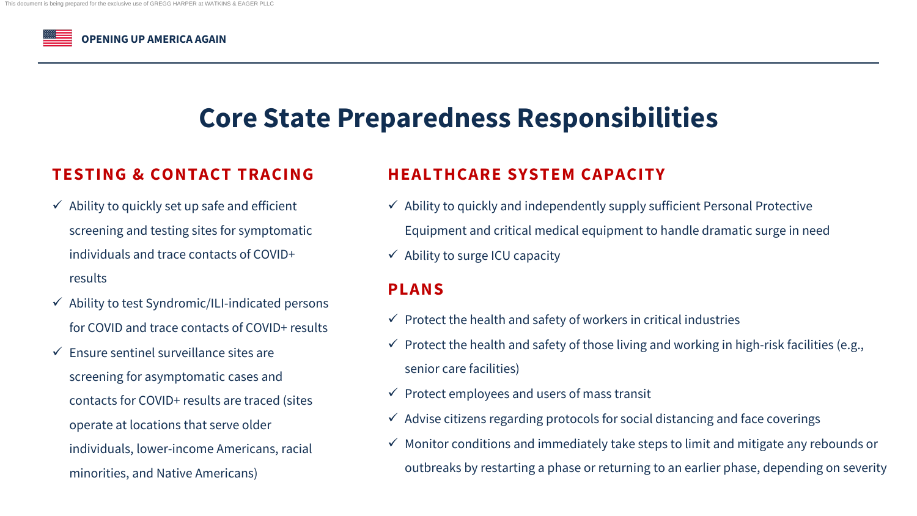# Core State Preparedness Responsibilities

## TESTING & CONTACT TRACING

- ✓ Ability to quickly set up safe and efficient screening and testing sites for symptomatic individuals and trace contacts of COVID+ results
- ✓ Ability to test Syndromic/ILI-indicated persons for COVID and trace contacts of COVID+ results
- ✓ Ensure sentinel surveillance sites are screening for asymptomatic cases and contacts for COVID+ results are traced (sites operate at locations that serve older individuals, lower-income Americans, racial minorities, and Native Americans)

## HEALTHCARE SYSTEM CAPACITY

- ✓ Ability to quickly and independently supply sufficient Personal Protective Equipment and critical medical equipment to handle dramatic surge in need
- ✓ Ability to surge ICU capacity

## PLANS

- ✓ Protect the health and safety of workers in critical industries
- ✓ Protect the health and safety of those living and working in high-risk facilities (e.g., senior care facilities)
- ✓ Protect employees and users of mass transit
- ✓ Advise citizens regarding protocols for social distancing and face coverings
- ✓ Monitor conditions and immediately take steps to limit and mitigate any rebounds or outbreaks by restarting a phase or returning to an earlier phase, depending on severity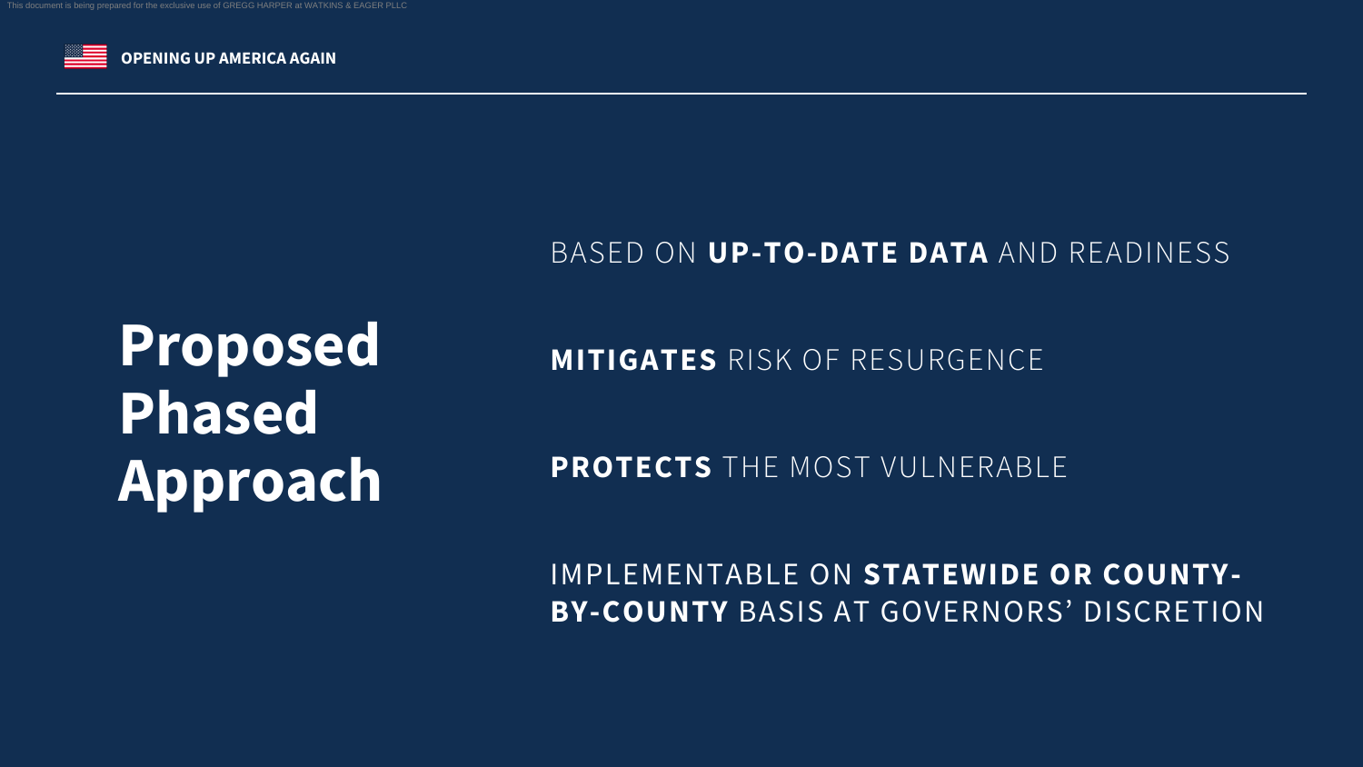# Proposed Phased Approach

BASED ON **UP-TO-DATE DATA** AND READINESS

**MITIGATES** RISK OF RESURGENCE

**PROTECTS** THE MOST VULNERABLE

IMPLEMENTABLE ON **STATEWIDE OR COUNTY-BY-COUNTY** BASIS AT GOVERNORS' DISCRETION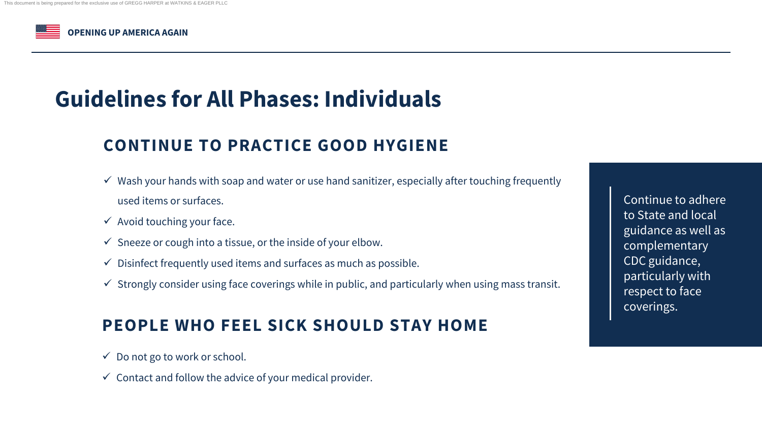# Guidelines for All Phases: Individuals

## CONTINUE TO PRACTICE GOOD HYGIENE

- ✓ Wash your hands with soap and water or use hand sanitizer, especially after touching frequently used items or surfaces.
- ✓ Avoid touching your face.
- ✓ Sneeze or cough into a tissue, or the inside of your elbow.
- ✓ Disinfect frequently used items and surfaces as much as possible.
- ✓ Strongly consider using face coverings while in public, and particularly when using mass transit.

## PEOPLE WHO FEEL SICK SHOULD STAY HOME

- ✓ Do not go to work or school.
- ✓ Contact and follow the advice of your medical provider.

> Continue to adhere to State and local guidance as well as complementary CDC guidance, particularly with respect to face coverings.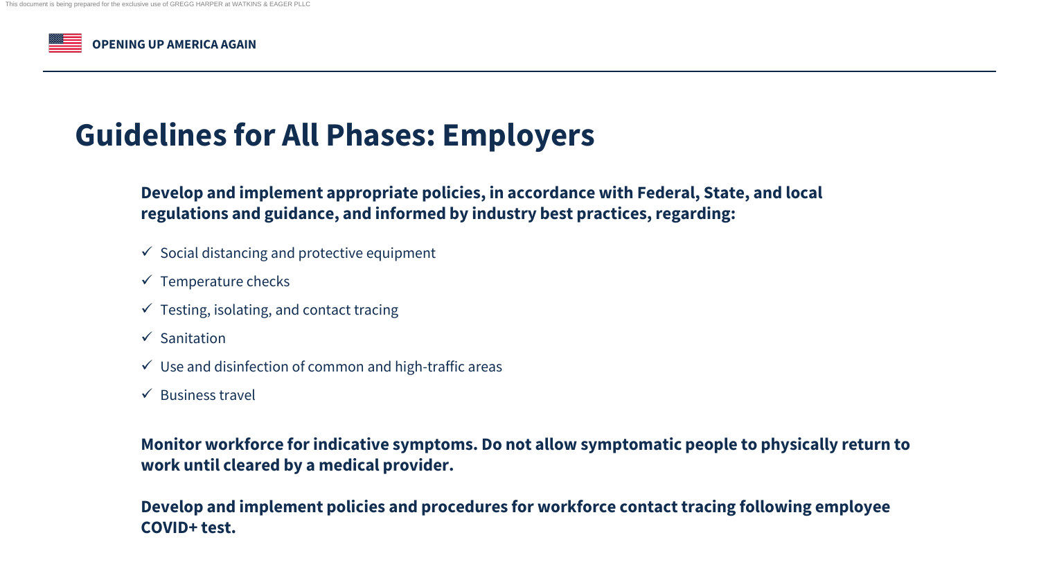# Guidelines for All Phases: Employers

**Develop and implement appropriate policies, in accordance with Federal, State, and local regulations and guidance, and informed by industry best practices, regarding:**

- ✓ Social distancing and protective equipment
- ✓ Temperature checks
- ✓ Testing, isolating, and contact tracing
- ✓ Sanitation
- ✓ Use and disinfection of common and high-traffic areas
- ✓ Business travel

**Monitor workforce for indicative symptoms. Do not allow symptomatic people to physically return to work until cleared by a medical provider.**

**Develop and implement policies and procedures for workforce contact tracing following employee COVID+ test.**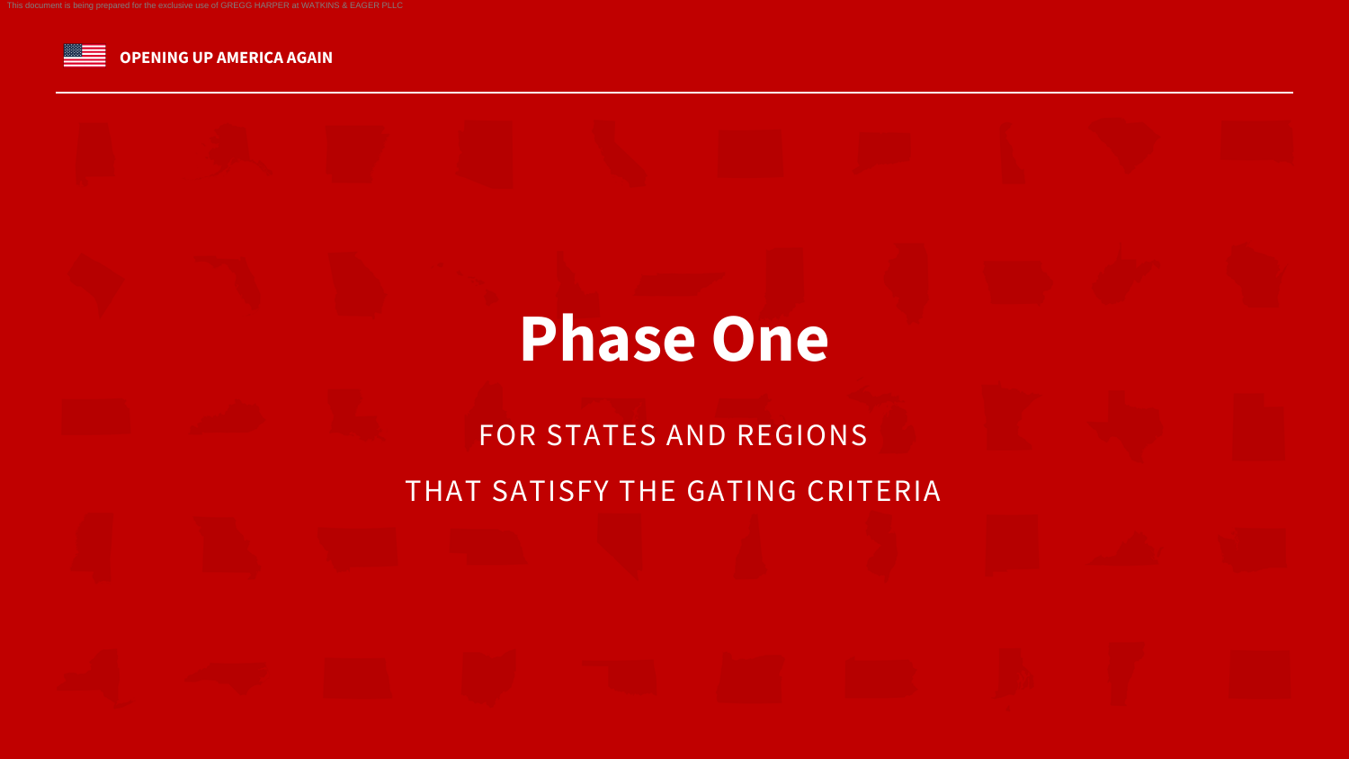# Phase One

FOR STATES AND REGIONS

THAT SATISFY THE GATING CRITERIA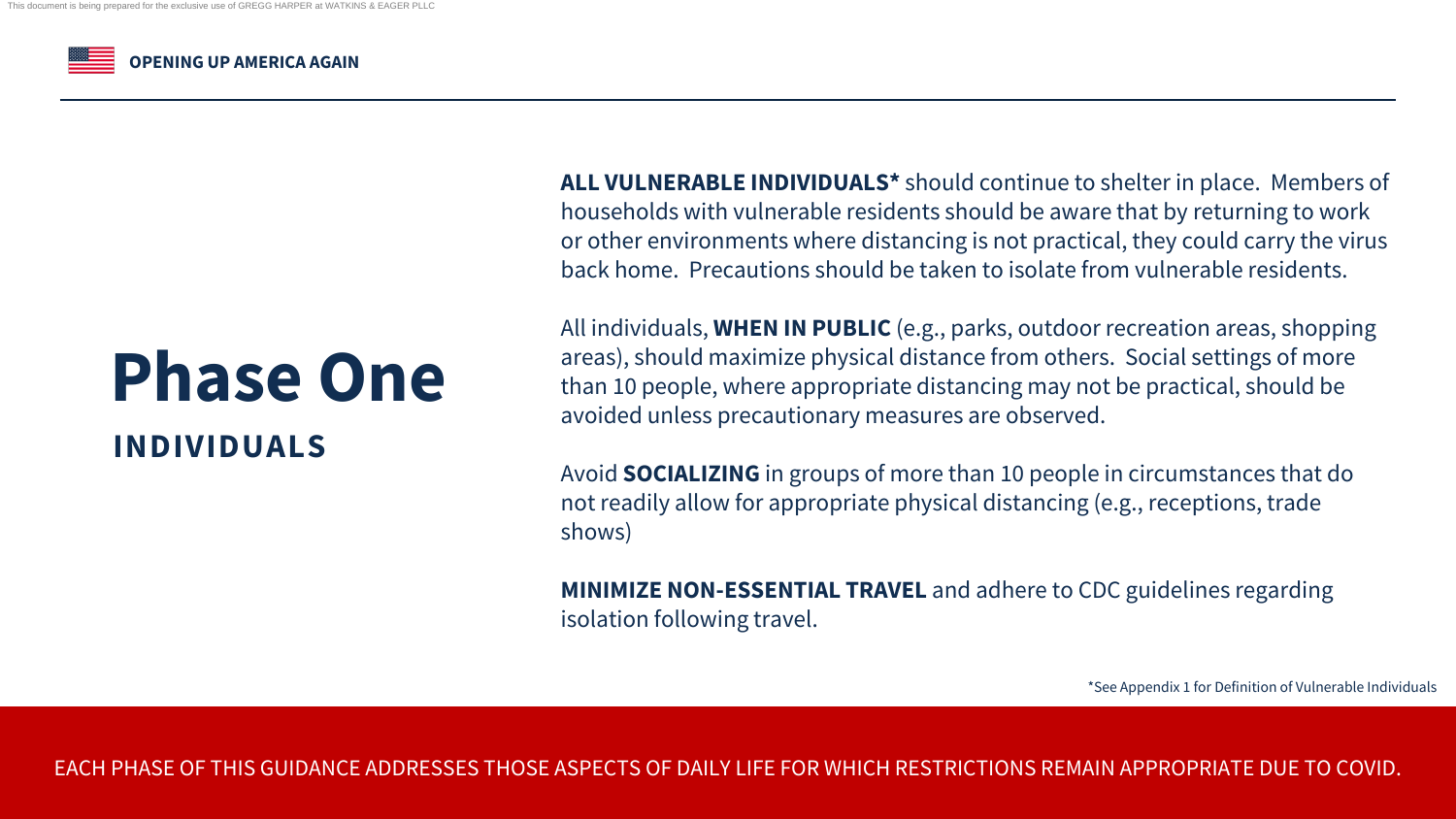# Phase One

## INDIVIDUALS

**ALL VULNERABLE INDIVIDUALS*** should continue to shelter in place. Members of households with vulnerable residents should be aware that by returning to work or other environments where distancing is not practical, they could carry the virus back home. Precautions should be taken to isolate from vulnerable residents.

All individuals, **WHEN IN PUBLIC** (e.g., parks, outdoor recreation areas, shopping areas), should maximize physical distance from others. Social settings of more than 10 people, where appropriate distancing may not be practical, should be avoided unless precautionary measures are observed.

Avoid **SOCIALIZING** in groups of more than 10 people in circumstances that do not readily allow for appropriate physical distancing (e.g., receptions, trade shows)

**MINIMIZE NON-ESSENTIAL TRAVEL** and adhere to CDC guidelines regarding isolation following travel.

*See Appendix 1 for Definition of Vulnerable Individuals

EACH PHASE OF THIS GUIDANCE ADDRESSES THOSE ASPECTS OF DAILY LIFE FOR WHICH RESTRICTIONS REMAIN APPROPRIATE DUE TO COVID.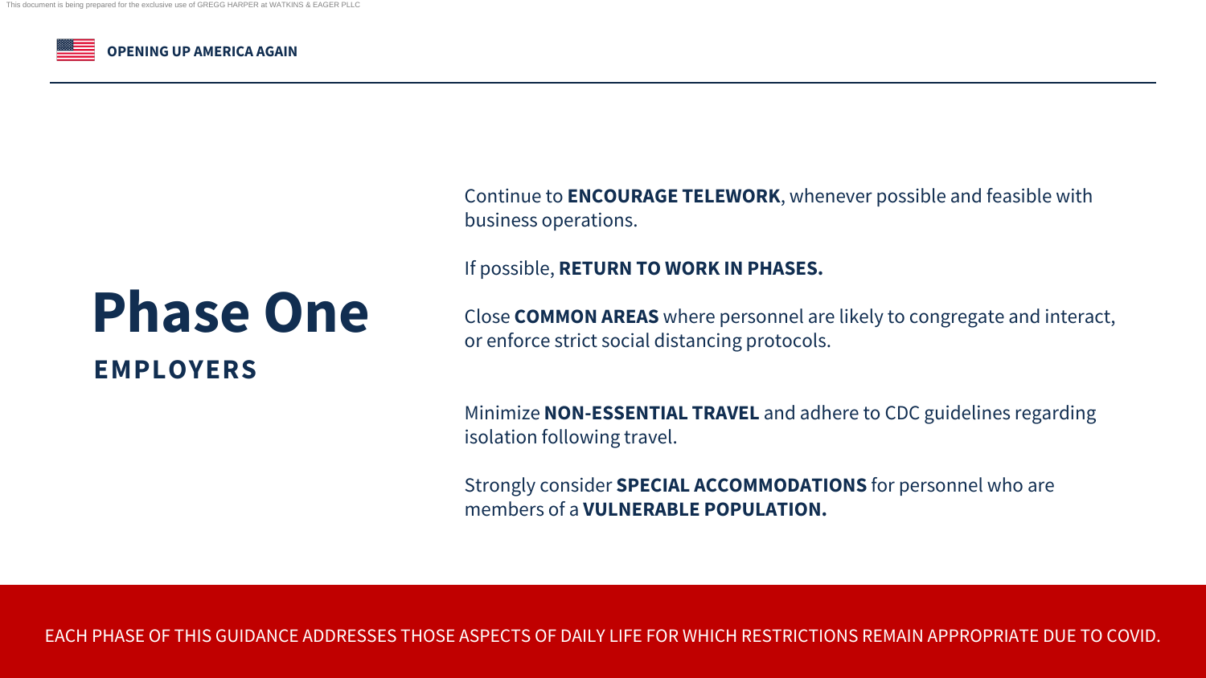# Phase One

## EMPLOYERS

Continue to **ENCOURAGE TELEWORK**, whenever possible and feasible with business operations.

If possible, **RETURN TO WORK IN PHASES.**

Close **COMMON AREAS** where personnel are likely to congregate and interact, or enforce strict social distancing protocols.

Minimize **NON-ESSENTIAL TRAVEL** and adhere to CDC guidelines regarding isolation following travel.

Strongly consider **SPECIAL ACCOMMODATIONS** for personnel who are members of a **VULNERABLE POPULATION.**

EACH PHASE OF THIS GUIDANCE ADDRESSES THOSE ASPECTS OF DAILY LIFE FOR WHICH RESTRICTIONS REMAIN APPROPRIATE DUE TO COVID.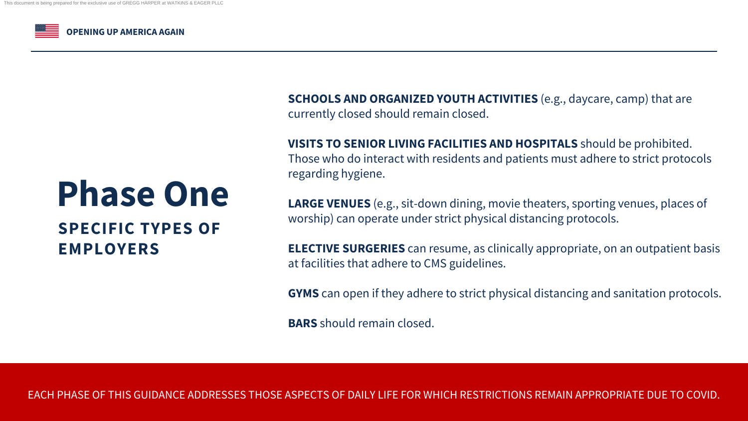# Phase One

## SPECIFIC TYPES OF EMPLOYERS

**SCHOOLS AND ORGANIZED YOUTH ACTIVITIES** (e.g., daycare, camp) that are currently closed should remain closed.

**VISITS TO SENIOR LIVING FACILITIES AND HOSPITALS** should be prohibited. Those who do interact with residents and patients must adhere to strict protocols regarding hygiene.

**LARGE VENUES** (e.g., sit-down dining, movie theaters, sporting venues, places of worship) can operate under strict physical distancing protocols.

**ELECTIVE SURGERIES** can resume, as clinically appropriate, on an outpatient basis at facilities that adhere to CMS guidelines.

**GYMS** can open if they adhere to strict physical distancing and sanitation protocols.

**BARS** should remain closed.

EACH PHASE OF THIS GUIDANCE ADDRESSES THOSE ASPECTS OF DAILY LIFE FOR WHICH RESTRICTIONS REMAIN APPROPRIATE DUE TO COVID.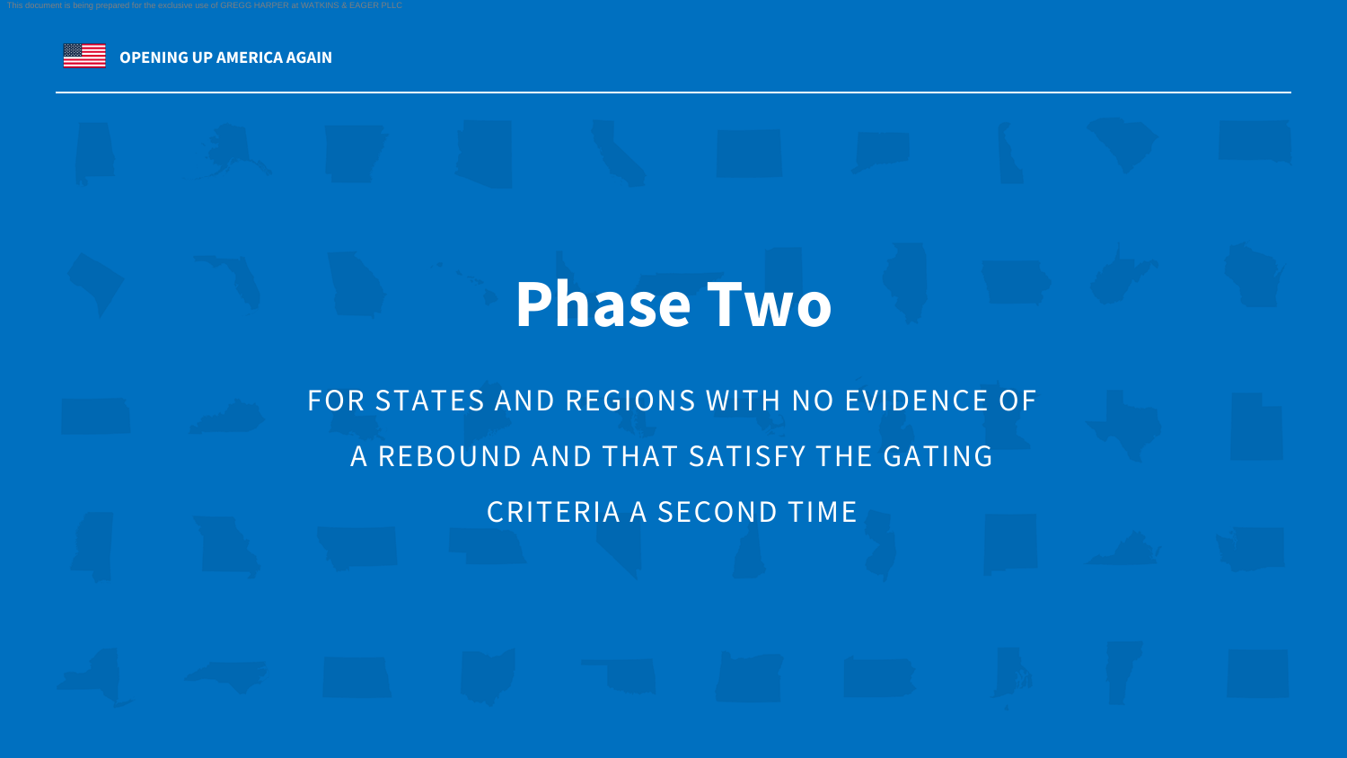**OPENING UP AMERICA AGAIN**

# Phase Two

FOR STATES AND REGIONS WITH NO EVIDENCE OF A REBOUND AND THAT SATISFY THE GATING CRITERIA A SECOND TIME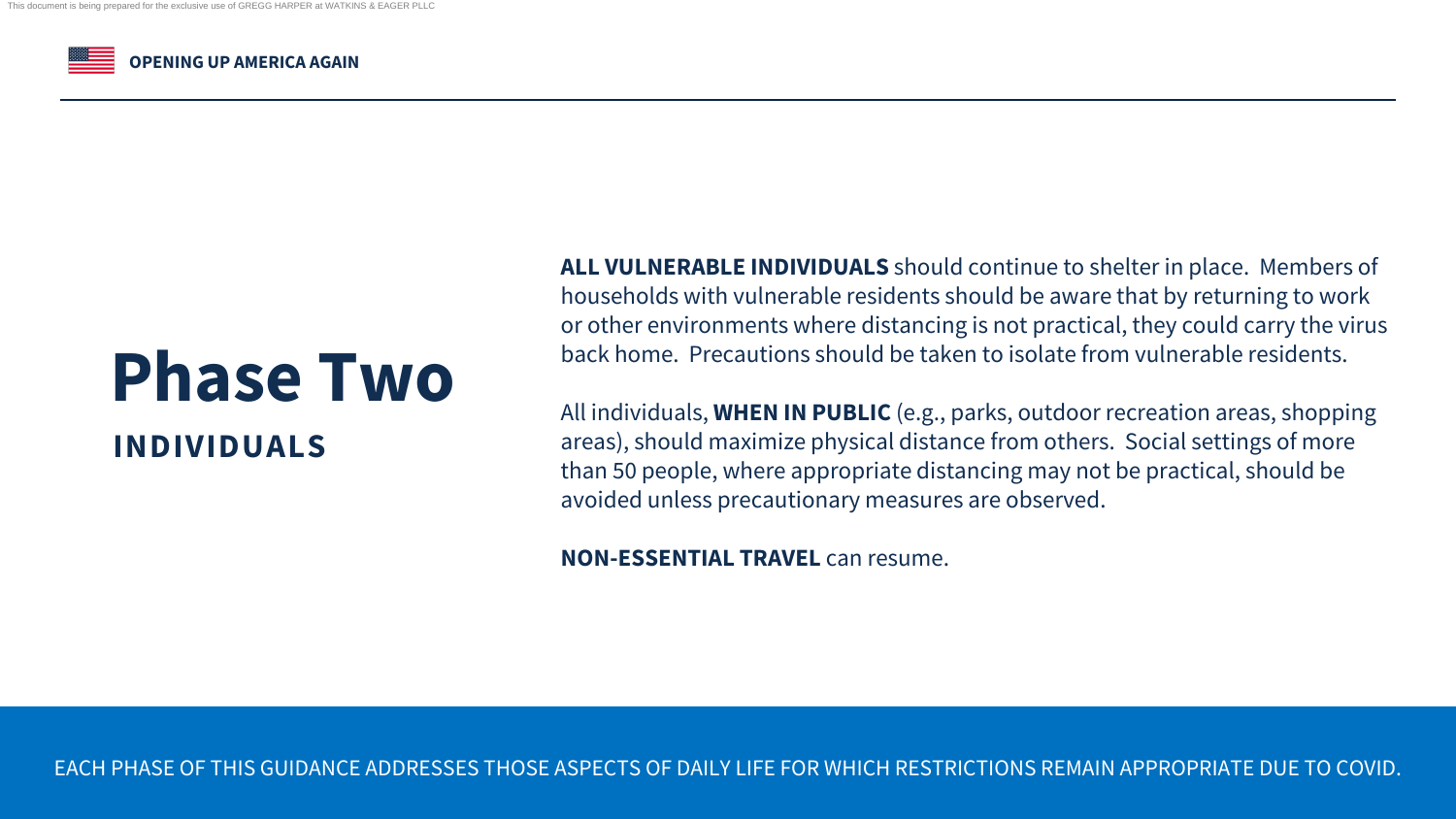# Phase Two

## INDIVIDUALS

**ALL VULNERABLE INDIVIDUALS** should continue to shelter in place. Members of households with vulnerable residents should be aware that by returning to work or other environments where distancing is not practical, they could carry the virus back home. Precautions should be taken to isolate from vulnerable residents.

All individuals, **WHEN IN PUBLIC** (e.g., parks, outdoor recreation areas, shopping areas), should maximize physical distance from others. Social settings of more than 50 people, where appropriate distancing may not be practical, should be avoided unless precautionary measures are observed.

**NON-ESSENTIAL TRAVEL** can resume.

EACH PHASE OF THIS GUIDANCE ADDRESSES THOSE ASPECTS OF DAILY LIFE FOR WHICH RESTRICTIONS REMAIN APPROPRIATE DUE TO COVID.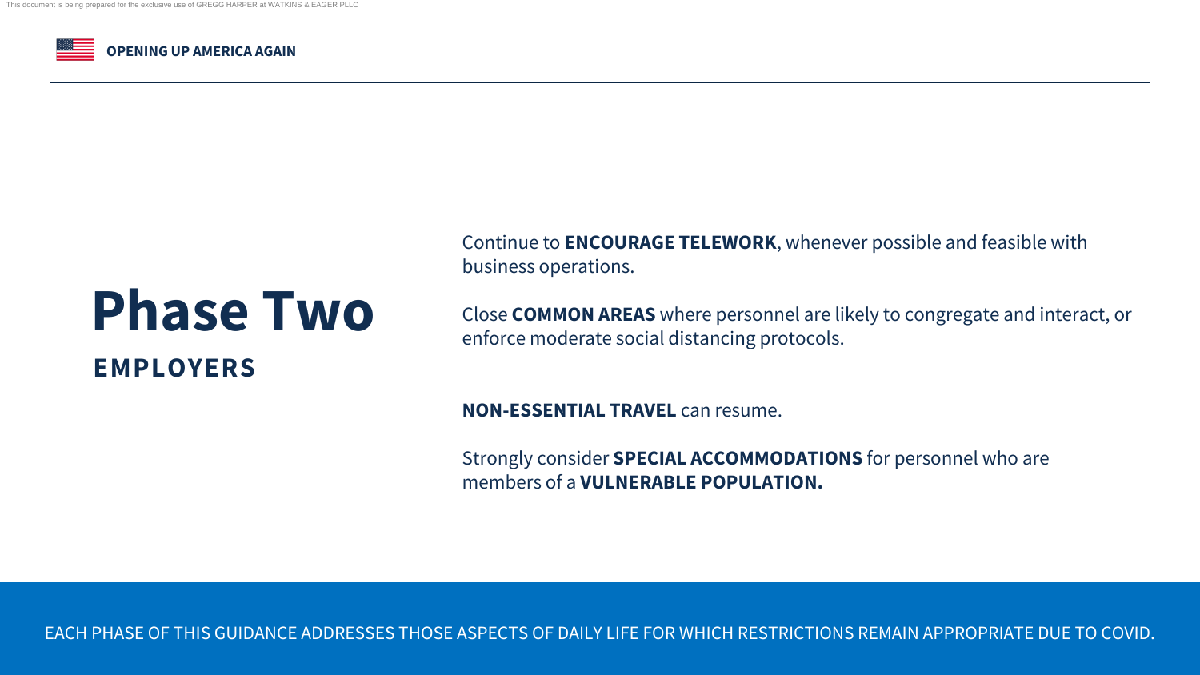# Phase Two

## EMPLOYERS

Continue to **ENCOURAGE TELEWORK**, whenever possible and feasible with business operations.

Close **COMMON AREAS** where personnel are likely to congregate and interact, or enforce moderate social distancing protocols.

**NON-ESSENTIAL TRAVEL** can resume.

Strongly consider **SPECIAL ACCOMMODATIONS** for personnel who are members of a **VULNERABLE POPULATION.**

EACH PHASE OF THIS GUIDANCE ADDRESSES THOSE ASPECTS OF DAILY LIFE FOR WHICH RESTRICTIONS REMAIN APPROPRIATE DUE TO COVID.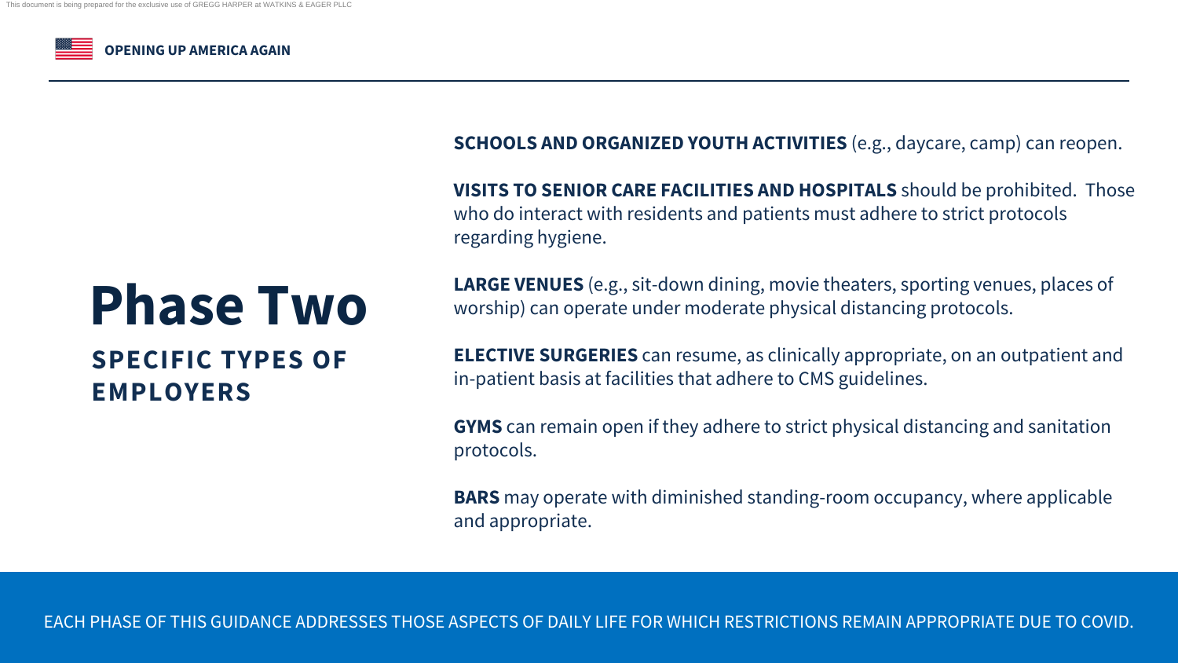# Phase Two

## SPECIFIC TYPES OF EMPLOYERS

**SCHOOLS AND ORGANIZED YOUTH ACTIVITIES** (e.g., daycare, camp) can reopen.

**VISITS TO SENIOR CARE FACILITIES AND HOSPITALS** should be prohibited. Those who do interact with residents and patients must adhere to strict protocols regarding hygiene.

**LARGE VENUES** (e.g., sit-down dining, movie theaters, sporting venues, places of worship) can operate under moderate physical distancing protocols.

**ELECTIVE SURGERIES** can resume, as clinically appropriate, on an outpatient and in-patient basis at facilities that adhere to CMS guidelines.

**GYMS** can remain open if they adhere to strict physical distancing and sanitation protocols.

**BARS** may operate with diminished standing-room occupancy, where applicable and appropriate.

EACH PHASE OF THIS GUIDANCE ADDRESSES THOSE ASPECTS OF DAILY LIFE FOR WHICH RESTRICTIONS REMAIN APPROPRIATE DUE TO COVID.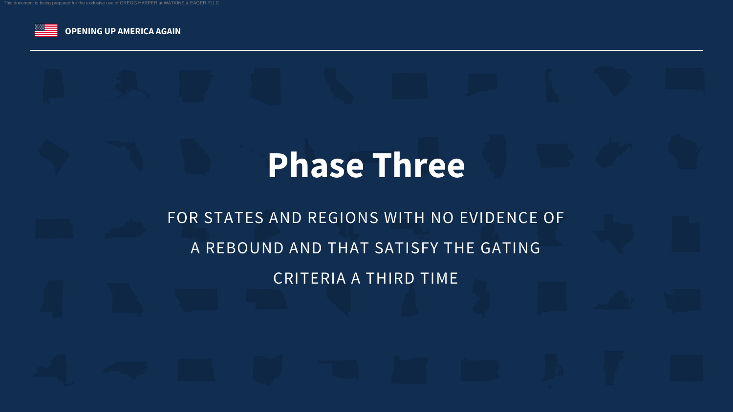OPENING UP AMERICA AGAIN

# Phase Three

FOR STATES AND REGIONS WITH NO EVIDENCE OF A REBOUND AND THAT SATISFY THE GATING CRITERIA A THIRD TIME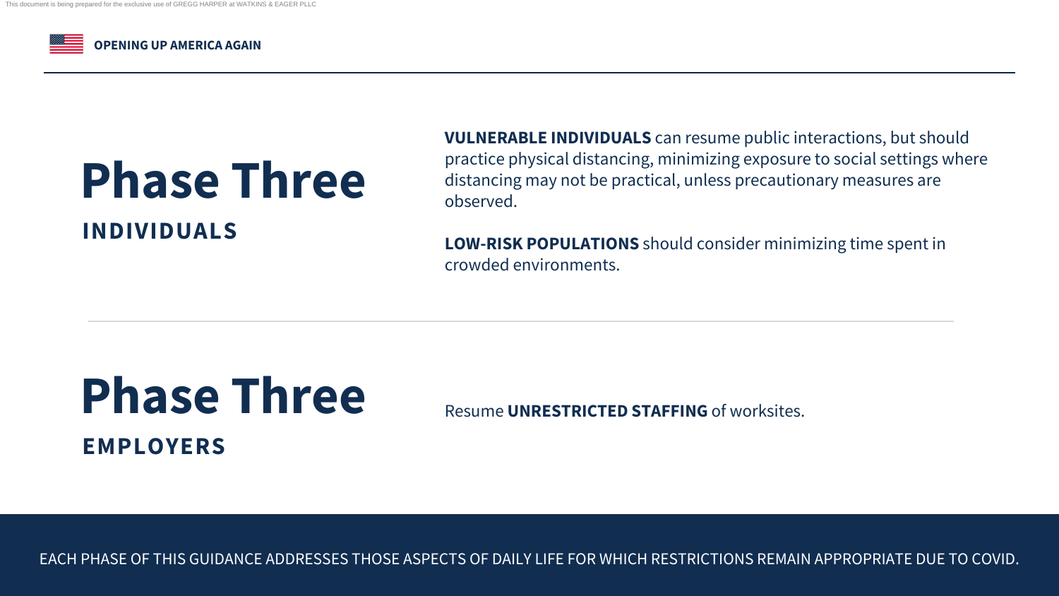# Phase Three

## INDIVIDUALS

**VULNERABLE INDIVIDUALS** can resume public interactions, but should practice physical distancing, minimizing exposure to social settings where distancing may not be practical, unless precautionary measures are observed.

**LOW-RISK POPULATIONS** should consider minimizing time spent in crowded environments.

# Phase Three

## EMPLOYERS

Resume **UNRESTRICTED STAFFING** of worksites.

EACH PHASE OF THIS GUIDANCE ADDRESSES THOSE ASPECTS OF DAILY LIFE FOR WHICH RESTRICTIONS REMAIN APPROPRIATE DUE TO COVID.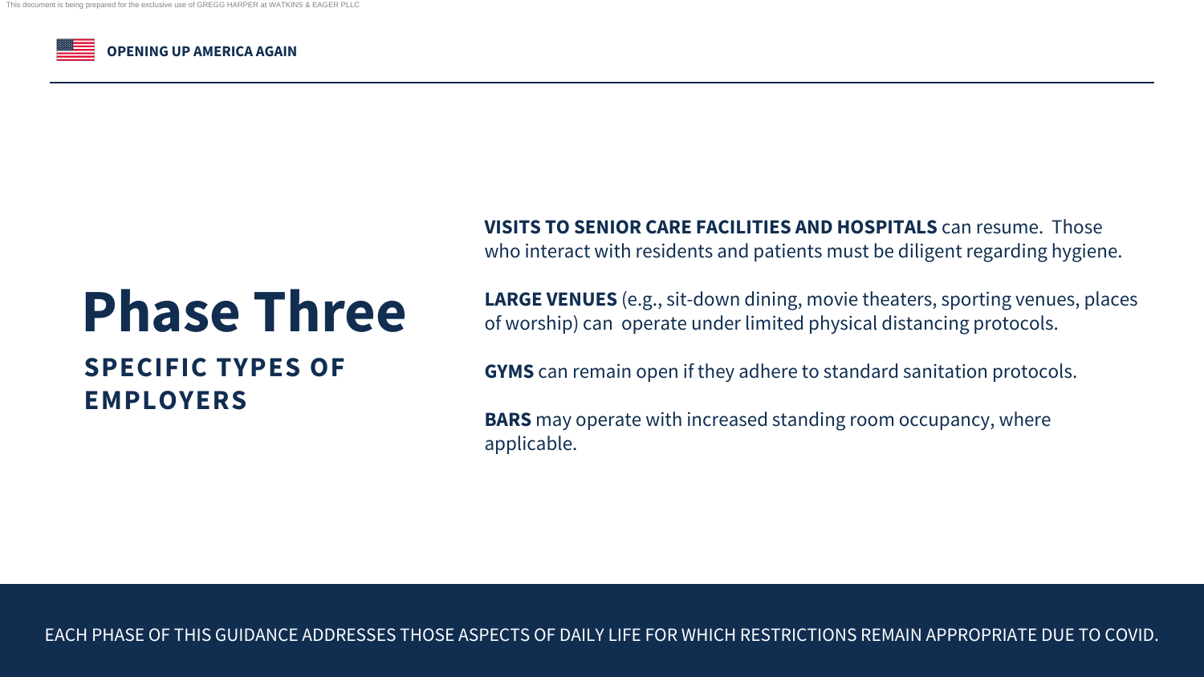# Phase Three

## SPECIFIC TYPES OF EMPLOYERS

**VISITS TO SENIOR CARE FACILITIES AND HOSPITALS** can resume. Those who interact with residents and patients must be diligent regarding hygiene.

**LARGE VENUES** (e.g., sit-down dining, movie theaters, sporting venues, places of worship) can operate under limited physical distancing protocols.

**GYMS** can remain open if they adhere to standard sanitation protocols.

**BARS** may operate with increased standing room occupancy, where applicable.

EACH PHASE OF THIS GUIDANCE ADDRESSES THOSE ASPECTS OF DAILY LIFE FOR WHICH RESTRICTIONS REMAIN APPROPRIATE DUE TO COVID.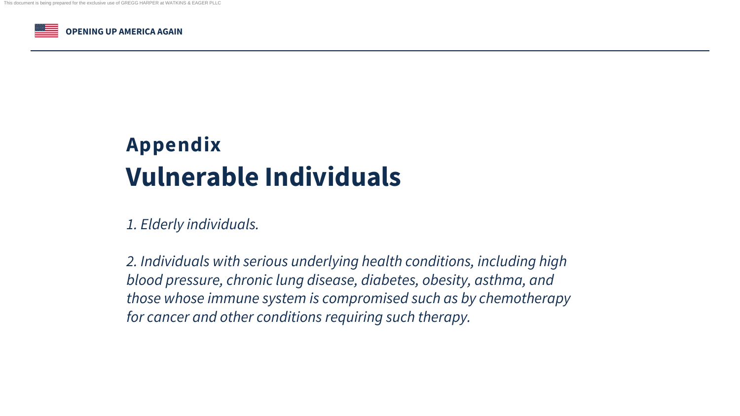# Appendix
# Vulnerable Individuals

*1. Elderly individuals.*

*2. Individuals with serious underlying health conditions, including high blood pressure, chronic lung disease, diabetes, obesity, asthma, and those whose immune system is compromised such as by chemotherapy for cancer and other conditions requiring such therapy.*